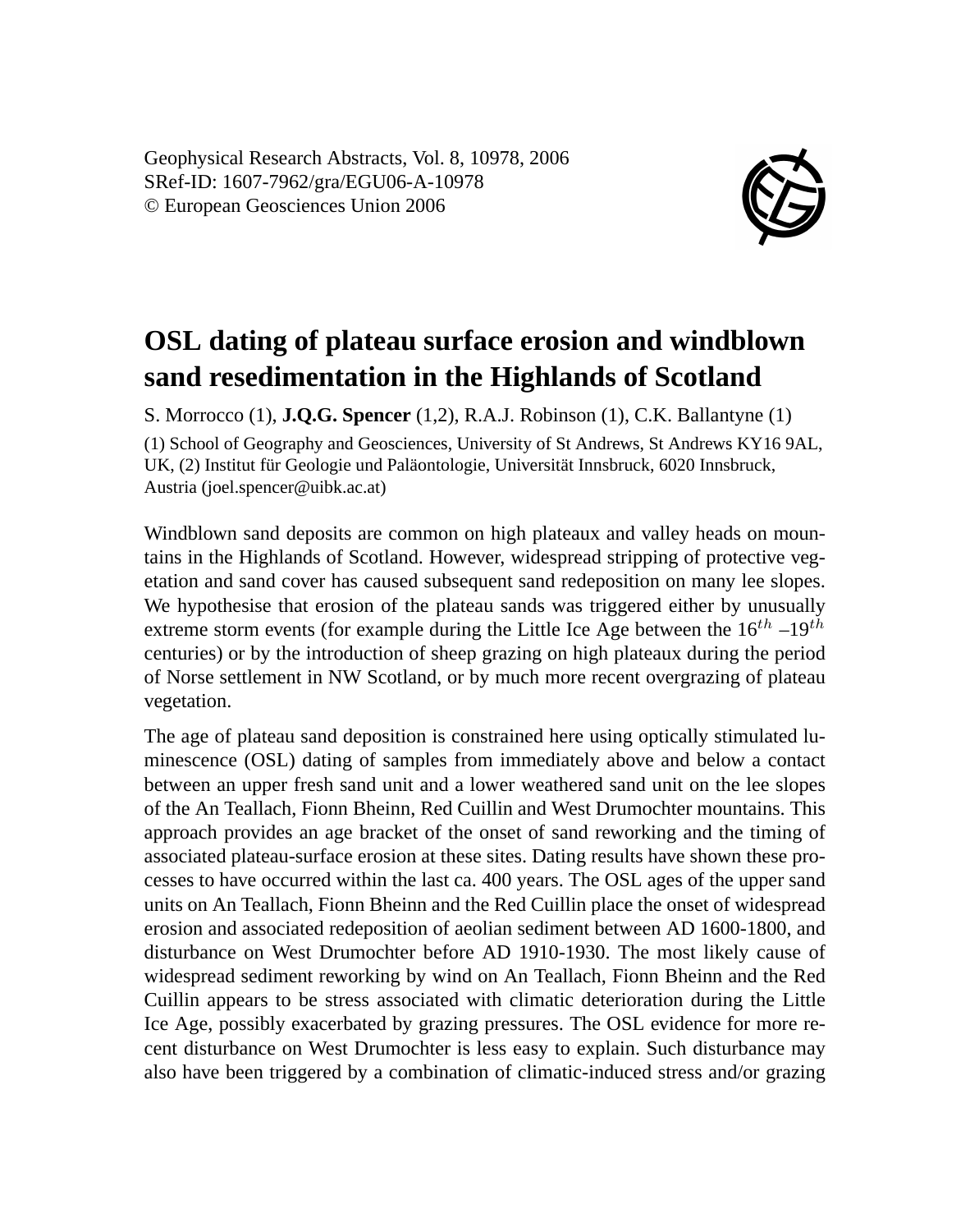Geophysical Research Abstracts, Vol. 8, 10978, 2006
SRef-ID: 1607-7962/gra/EGU06-A-10978
© European Geosciences Union 2006

# OSL dating of plateau surface erosion and windblown sand resedimentation in the Highlands of Scotland

S. Morrocco (1), **J.Q.G. Spencer** (1,2), R.A.J. Robinson (1), C.K. Ballantyne (1)

(1) School of Geography and Geosciences, University of St Andrews, St Andrews KY16 9AL, UK, (2) Institut für Geologie und Paläontologie, Universität Innsbruck, 6020 Innsbruck, Austria (joel.spencer@uibk.ac.at)

Windblown sand deposits are common on high plateaux and valley heads on mountains in the Highlands of Scotland. However, widespread stripping of protective vegetation and sand cover has caused subsequent sand redeposition on many lee slopes. We hypothesise that erosion of the plateau sands was triggered either by unusually extreme storm events (for example during the Little Ice Age between the $16^{th}$ –$19^{th}$ centuries) or by the introduction of sheep grazing on high plateaux during the period of Norse settlement in NW Scotland, or by much more recent overgrazing of plateau vegetation.

The age of plateau sand deposition is constrained here using optically stimulated luminescence (OSL) dating of samples from immediately above and below a contact between an upper fresh sand unit and a lower weathered sand unit on the lee slopes of the An Teallach, Fionn Bheinn, Red Cuillin and West Drumochter mountains. This approach provides an age bracket of the onset of sand reworking and the timing of associated plateau-surface erosion at these sites. Dating results have shown these processes to have occurred within the last ca. 400 years. The OSL ages of the upper sand units on An Teallach, Fionn Bheinn and the Red Cuillin place the onset of widespread erosion and associated redeposition of aeolian sediment between AD 1600-1800, and disturbance on West Drumochter before AD 1910-1930. The most likely cause of widespread sediment reworking by wind on An Teallach, Fionn Bheinn and the Red Cuillin appears to be stress associated with climatic deterioration during the Little Ice Age, possibly exacerbated by grazing pressures. The OSL evidence for more recent disturbance on West Drumochter is less easy to explain. Such disturbance may also have been triggered by a combination of climatic-induced stress and/or grazing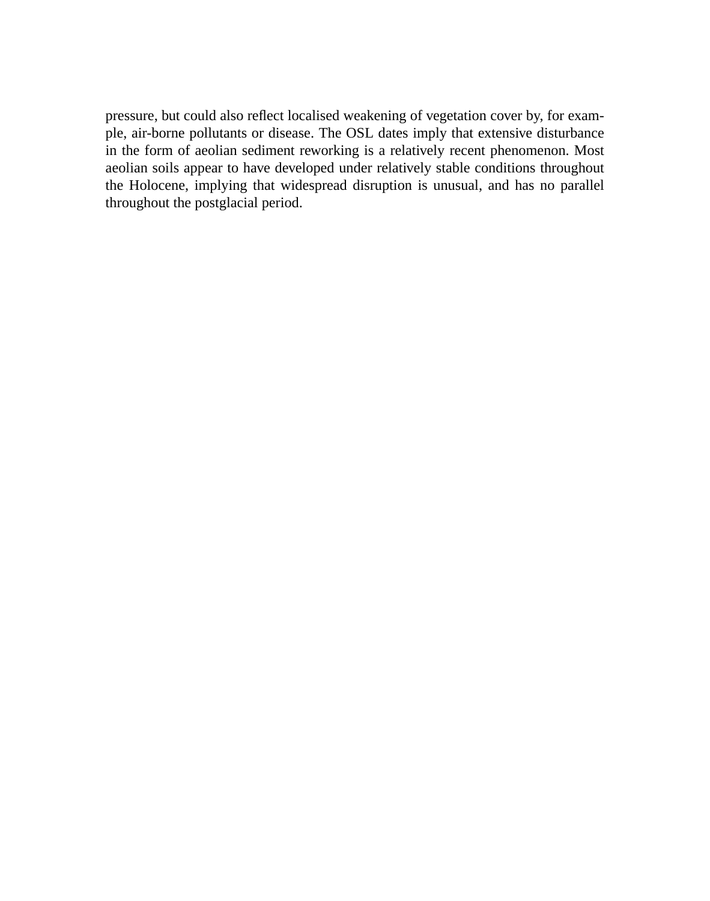pressure, but could also reflect localised weakening of vegetation cover by, for example, air-borne pollutants or disease. The OSL dates imply that extensive disturbance in the form of aeolian sediment reworking is a relatively recent phenomenon. Most aeolian soils appear to have developed under relatively stable conditions throughout the Holocene, implying that widespread disruption is unusual, and has no parallel throughout the postglacial period.